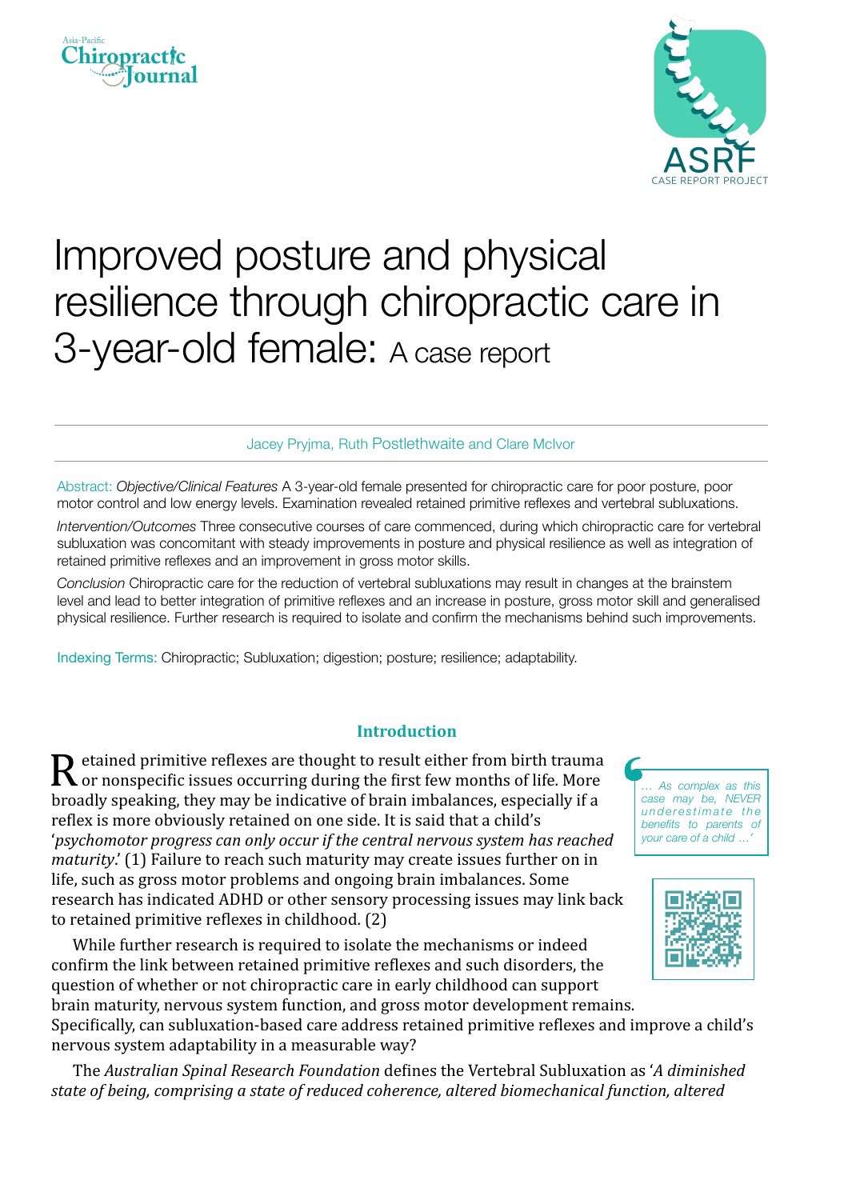# Improved posture and physical resilience through chiropractic care in 3-year-old female: A case report

Jacey Pryjma, Ruth Postlethwaite and Clare McIvor

**Abstract:** *Objective/Clinical Features* A 3-year-old female presented for chiropractic care for poor posture, poor motor control and low energy levels. Examination revealed retained primitive reflexes and vertebral subluxations.

*Intervention/Outcomes* Three consecutive courses of care commenced, during which chiropractic care for vertebral subluxation was concomitant with steady improvements in posture and physical resilience as well as integration of retained primitive reflexes and an improvement in gross motor skills.

*Conclusion* Chiropractic care for the reduction of vertebral subluxations may result in changes at the brainstem level and lead to better integration of primitive reflexes and an increase in posture, gross motor skill and generalised physical resilience. Further research is required to isolate and confirm the mechanisms behind such improvements.

**Indexing Terms:** Chiropractic; Subluxation; digestion; posture; resilience; adaptability.

> *… As complex as this case may be, NEVER underestimate the benefits to parents of your care of a child …'*

## Introduction

Retained primitive reflexes are thought to result either from birth trauma or nonspecific issues occurring during the first few months of life. More broadly speaking, they may be indicative of brain imbalances, especially if a reflex is more obviously retained on one side. It is said that a child's '*psychomotor progress can only occur if the central nervous system has reached maturity*.' (1) Failure to reach such maturity may create issues further on in life, such as gross motor problems and ongoing brain imbalances. Some research has indicated ADHD or other sensory processing issues may link back to retained primitive reflexes in childhood. (2)

While further research is required to isolate the mechanisms or indeed confirm the link between retained primitive reflexes and such disorders, the question of whether or not chiropractic care in early childhood can support brain maturity, nervous system function, and gross motor development remains. Specifically, can subluxation-based care address retained primitive reflexes and improve a child's nervous system adaptability in a measurable way?

The *Australian Spinal Research Foundation* defines the Vertebral Subluxation as '*A diminished state of being, comprising a state of reduced coherence, altered biomechanical function, altered*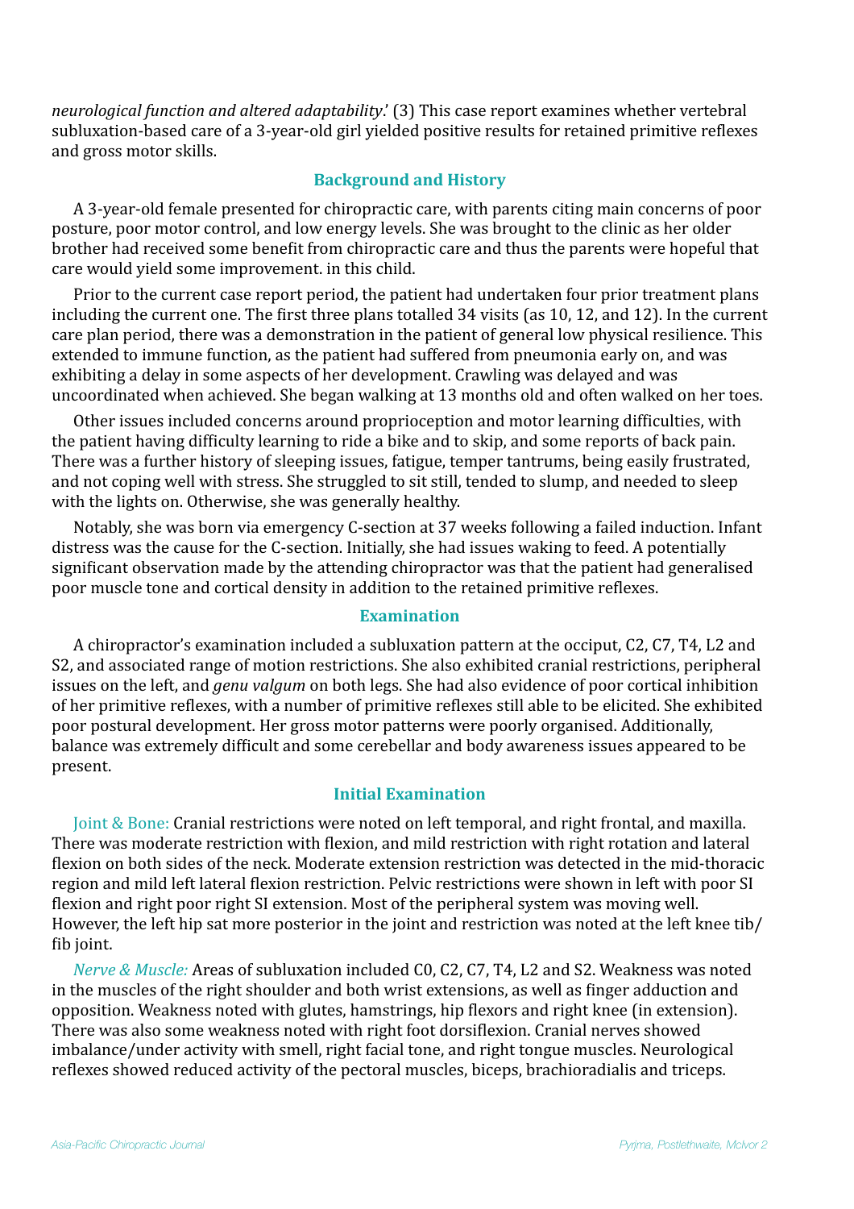*neurological function and altered adaptability*.' (3) This case report examines whether vertebral subluxation-based care of a 3-year-old girl yielded positive results for retained primitive reflexes and gross motor skills.

## Background and History

A 3-year-old female presented for chiropractic care, with parents citing main concerns of poor posture, poor motor control, and low energy levels. She was brought to the clinic as her older brother had received some benefit from chiropractic care and thus the parents were hopeful that care would yield some improvement. in this child.

Prior to the current case report period, the patient had undertaken four prior treatment plans including the current one. The first three plans totalled 34 visits (as 10, 12, and 12). In the current care plan period, there was a demonstration in the patient of general low physical resilience. This extended to immune function, as the patient had suffered from pneumonia early on, and was exhibiting a delay in some aspects of her development. Crawling was delayed and was uncoordinated when achieved. She began walking at 13 months old and often walked on her toes.

Other issues included concerns around proprioception and motor learning difficulties, with the patient having difficulty learning to ride a bike and to skip, and some reports of back pain. There was a further history of sleeping issues, fatigue, temper tantrums, being easily frustrated, and not coping well with stress. She struggled to sit still, tended to slump, and needed to sleep with the lights on. Otherwise, she was generally healthy.

Notably, she was born via emergency C-section at 37 weeks following a failed induction. Infant distress was the cause for the C-section. Initially, she had issues waking to feed. A potentially significant observation made by the attending chiropractor was that the patient had generalised poor muscle tone and cortical density in addition to the retained primitive reflexes.

## Examination

A chiropractor's examination included a subluxation pattern at the occiput, C2, C7, T4, L2 and S2, and associated range of motion restrictions. She also exhibited cranial restrictions, peripheral issues on the left, and *genu valgum* on both legs. She had also evidence of poor cortical inhibition of her primitive reflexes, with a number of primitive reflexes still able to be elicited. She exhibited poor postural development. Her gross motor patterns were poorly organised. Additionally, balance was extremely difficult and some cerebellar and body awareness issues appeared to be present.

## Initial Examination

Joint & Bone: Cranial restrictions were noted on left temporal, and right frontal, and maxilla. There was moderate restriction with flexion, and mild restriction with right rotation and lateral flexion on both sides of the neck. Moderate extension restriction was detected in the mid-thoracic region and mild left lateral flexion restriction. Pelvic restrictions were shown in left with poor SI flexion and right poor right SI extension. Most of the peripheral system was moving well. However, the left hip sat more posterior in the joint and restriction was noted at the left knee tib/fib joint.

*Nerve & Muscle:* Areas of subluxation included C0, C2, C7, T4, L2 and S2. Weakness was noted in the muscles of the right shoulder and both wrist extensions, as well as finger adduction and opposition. Weakness noted with glutes, hamstrings, hip flexors and right knee (in extension). There was also some weakness noted with right foot dorsiflexion. Cranial nerves showed imbalance/under activity with smell, right facial tone, and right tongue muscles. Neurological reflexes showed reduced activity of the pectoral muscles, biceps, brachioradialis and triceps.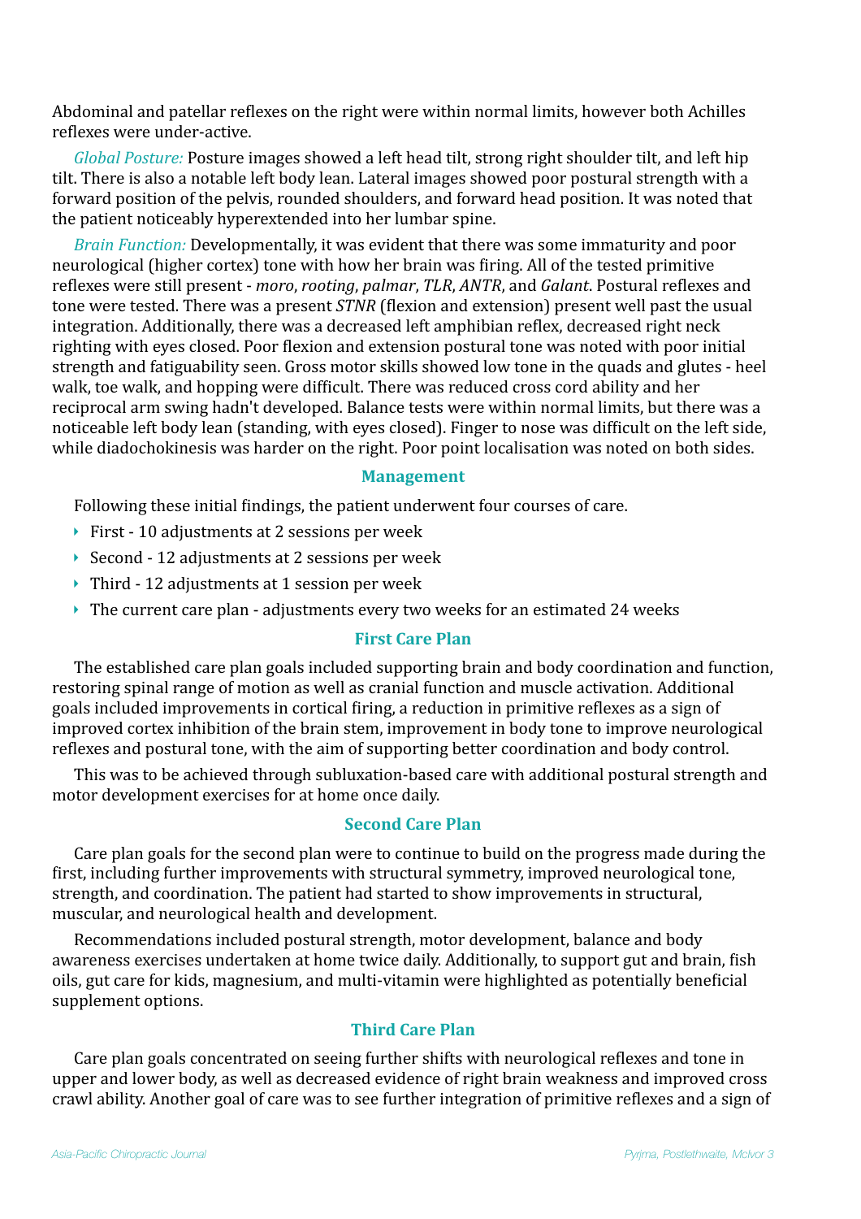Abdominal and patellar reflexes on the right were within normal limits, however both Achilles reflexes were under-active.

*Global Posture:* Posture images showed a left head tilt, strong right shoulder tilt, and left hip tilt. There is also a notable left body lean. Lateral images showed poor postural strength with a forward position of the pelvis, rounded shoulders, and forward head position. It was noted that the patient noticeably hyperextended into her lumbar spine.

*Brain Function:* Developmentally, it was evident that there was some immaturity and poor neurological (higher cortex) tone with how her brain was firing. All of the tested primitive reflexes were still present - *moro*, *rooting*, *palmar*, *TLR*, *ANTR*, and *Galant*. Postural reflexes and tone were tested. There was a present *STNR* (flexion and extension) present well past the usual integration. Additionally, there was a decreased left amphibian reflex, decreased right neck righting with eyes closed. Poor flexion and extension postural tone was noted with poor initial strength and fatiguability seen. Gross motor skills showed low tone in the quads and glutes - heel walk, toe walk, and hopping were difficult. There was reduced cross cord ability and her reciprocal arm swing hadn't developed. Balance tests were within normal limits, but there was a noticeable left body lean (standing, with eyes closed). Finger to nose was difficult on the left side, while diadochokinesis was harder on the right. Poor point localisation was noted on both sides.

## Management

Following these initial findings, the patient underwent four courses of care.

- First - 10 adjustments at 2 sessions per week
- Second - 12 adjustments at 2 sessions per week
- Third - 12 adjustments at 1 session per week
- The current care plan - adjustments every two weeks for an estimated 24 weeks

## First Care Plan

The established care plan goals included supporting brain and body coordination and function, restoring spinal range of motion as well as cranial function and muscle activation. Additional goals included improvements in cortical firing, a reduction in primitive reflexes as a sign of improved cortex inhibition of the brain stem, improvement in body tone to improve neurological reflexes and postural tone, with the aim of supporting better coordination and body control.

This was to be achieved through subluxation-based care with additional postural strength and motor development exercises for at home once daily.

## Second Care Plan

Care plan goals for the second plan were to continue to build on the progress made during the first, including further improvements with structural symmetry, improved neurological tone, strength, and coordination. The patient had started to show improvements in structural, muscular, and neurological health and development.

Recommendations included postural strength, motor development, balance and body awareness exercises undertaken at home twice daily. Additionally, to support gut and brain, fish oils, gut care for kids, magnesium, and multi-vitamin were highlighted as potentially beneficial supplement options.

## Third Care Plan

Care plan goals concentrated on seeing further shifts with neurological reflexes and tone in upper and lower body, as well as decreased evidence of right brain weakness and improved cross crawl ability. Another goal of care was to see further integration of primitive reflexes and a sign of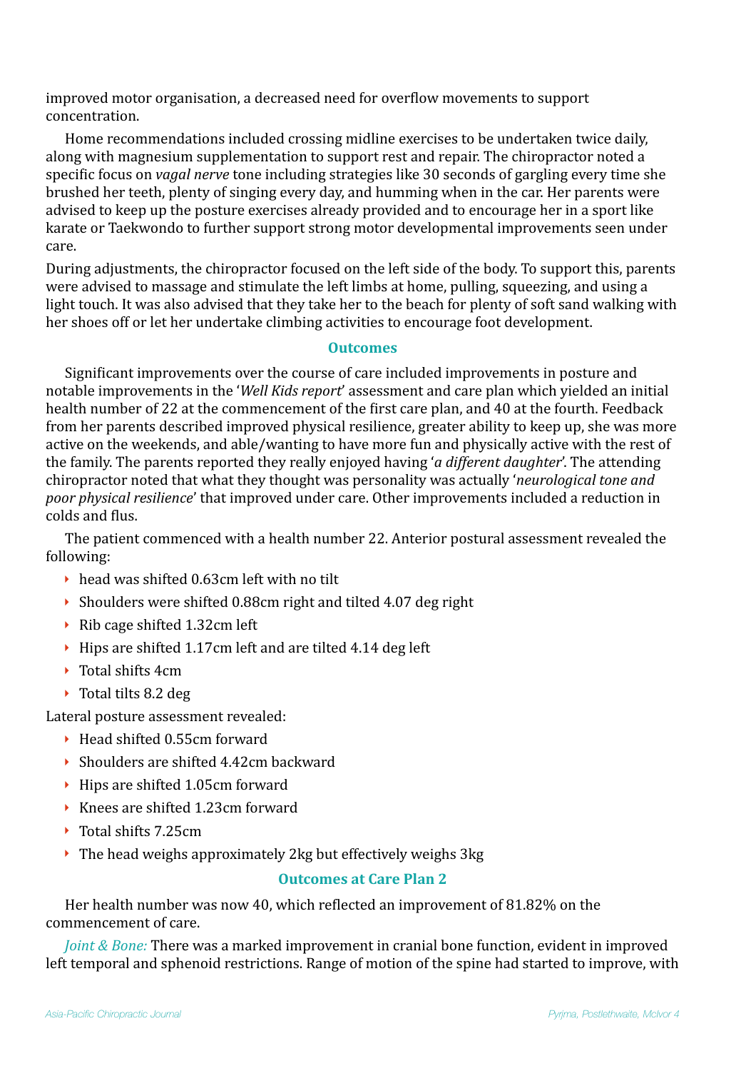improved motor organisation, a decreased need for overflow movements to support concentration.

Home recommendations included crossing midline exercises to be undertaken twice daily, along with magnesium supplementation to support rest and repair. The chiropractor noted a specific focus on *vagal nerve* tone including strategies like 30 seconds of gargling every time she brushed her teeth, plenty of singing every day, and humming when in the car. Her parents were advised to keep up the posture exercises already provided and to encourage her in a sport like karate or Taekwondo to further support strong motor developmental improvements seen under care.

During adjustments, the chiropractor focused on the left side of the body. To support this, parents were advised to massage and stimulate the left limbs at home, pulling, squeezing, and using a light touch. It was also advised that they take her to the beach for plenty of soft sand walking with her shoes off or let her undertake climbing activities to encourage foot development.

## Outcomes

Significant improvements over the course of care included improvements in posture and notable improvements in the '*Well Kids report*' assessment and care plan which yielded an initial health number of 22 at the commencement of the first care plan, and 40 at the fourth. Feedback from her parents described improved physical resilience, greater ability to keep up, she was more active on the weekends, and able/wanting to have more fun and physically active with the rest of the family. The parents reported they really enjoyed having '*a different daughter*'. The attending chiropractor noted that what they thought was personality was actually '*neurological tone and poor physical resilience*' that improved under care. Other improvements included a reduction in colds and flus.

The patient commenced with a health number 22. Anterior postural assessment revealed the following:

- head was shifted 0.63cm left with no tilt
- Shoulders were shifted 0.88cm right and tilted 4.07 deg right
- Rib cage shifted 1.32cm left
- Hips are shifted 1.17cm left and are tilted 4.14 deg left
- Total shifts 4cm
- Total tilts 8.2 deg

Lateral posture assessment revealed:

- Head shifted 0.55cm forward
- Shoulders are shifted 4.42cm backward
- Hips are shifted 1.05cm forward
- Knees are shifted 1.23cm forward
- Total shifts 7.25cm
- The head weighs approximately 2kg but effectively weighs 3kg

## Outcomes at Care Plan 2

Her health number was now 40, which reflected an improvement of 81.82% on the commencement of care.

*Joint & Bone:* There was a marked improvement in cranial bone function, evident in improved left temporal and sphenoid restrictions. Range of motion of the spine had started to improve, with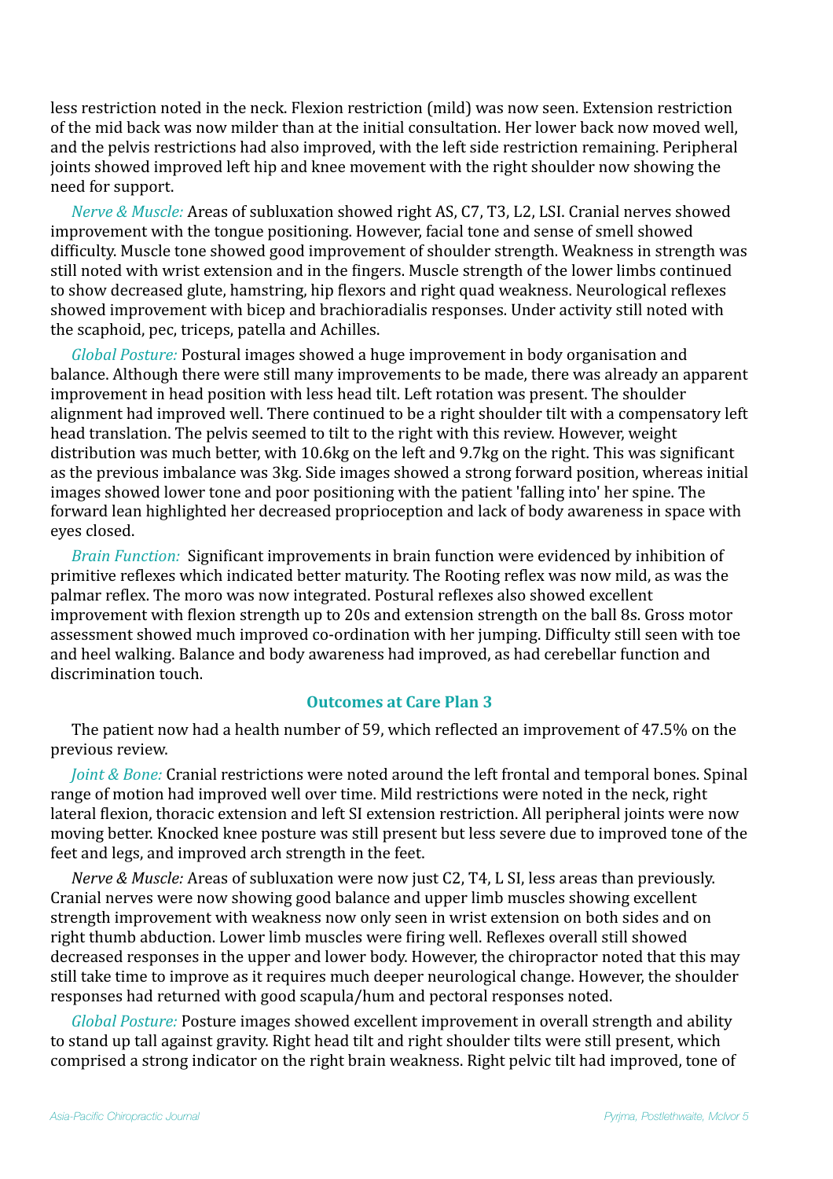less restriction noted in the neck. Flexion restriction (mild) was now seen. Extension restriction of the mid back was now milder than at the initial consultation. Her lower back now moved well, and the pelvis restrictions had also improved, with the left side restriction remaining. Peripheral joints showed improved left hip and knee movement with the right shoulder now showing the need for support.

*Nerve & Muscle:* Areas of subluxation showed right AS, C7, T3, L2, LSI. Cranial nerves showed improvement with the tongue positioning. However, facial tone and sense of smell showed difficulty. Muscle tone showed good improvement of shoulder strength. Weakness in strength was still noted with wrist extension and in the fingers. Muscle strength of the lower limbs continued to show decreased glute, hamstring, hip flexors and right quad weakness. Neurological reflexes showed improvement with bicep and brachioradialis responses. Under activity still noted with the scaphoid, pec, triceps, patella and Achilles.

*Global Posture:* Postural images showed a huge improvement in body organisation and balance. Although there were still many improvements to be made, there was already an apparent improvement in head position with less head tilt. Left rotation was present. The shoulder alignment had improved well. There continued to be a right shoulder tilt with a compensatory left head translation. The pelvis seemed to tilt to the right with this review. However, weight distribution was much better, with 10.6kg on the left and 9.7kg on the right. This was significant as the previous imbalance was 3kg. Side images showed a strong forward position, whereas initial images showed lower tone and poor positioning with the patient 'falling into' her spine. The forward lean highlighted her decreased proprioception and lack of body awareness in space with eyes closed.

*Brain Function:* Significant improvements in brain function were evidenced by inhibition of primitive reflexes which indicated better maturity. The Rooting reflex was now mild, as was the palmar reflex. The moro was now integrated. Postural reflexes also showed excellent improvement with flexion strength up to 20s and extension strength on the ball 8s. Gross motor assessment showed much improved co-ordination with her jumping. Difficulty still seen with toe and heel walking. Balance and body awareness had improved, as had cerebellar function and discrimination touch.

### Outcomes at Care Plan 3

The patient now had a health number of 59, which reflected an improvement of 47.5% on the previous review.

*Joint & Bone:* Cranial restrictions were noted around the left frontal and temporal bones. Spinal range of motion had improved well over time. Mild restrictions were noted in the neck, right lateral flexion, thoracic extension and left SI extension restriction. All peripheral joints were now moving better. Knocked knee posture was still present but less severe due to improved tone of the feet and legs, and improved arch strength in the feet.

*Nerve & Muscle:* Areas of subluxation were now just C2, T4, L SI, less areas than previously. Cranial nerves were now showing good balance and upper limb muscles showing excellent strength improvement with weakness now only seen in wrist extension on both sides and on right thumb abduction. Lower limb muscles were firing well. Reflexes overall still showed decreased responses in the upper and lower body. However, the chiropractor noted that this may still take time to improve as it requires much deeper neurological change. However, the shoulder responses had returned with good scapula/hum and pectoral responses noted.

*Global Posture:* Posture images showed excellent improvement in overall strength and ability to stand up tall against gravity. Right head tilt and right shoulder tilts were still present, which comprised a strong indicator on the right brain weakness. Right pelvic tilt had improved, tone of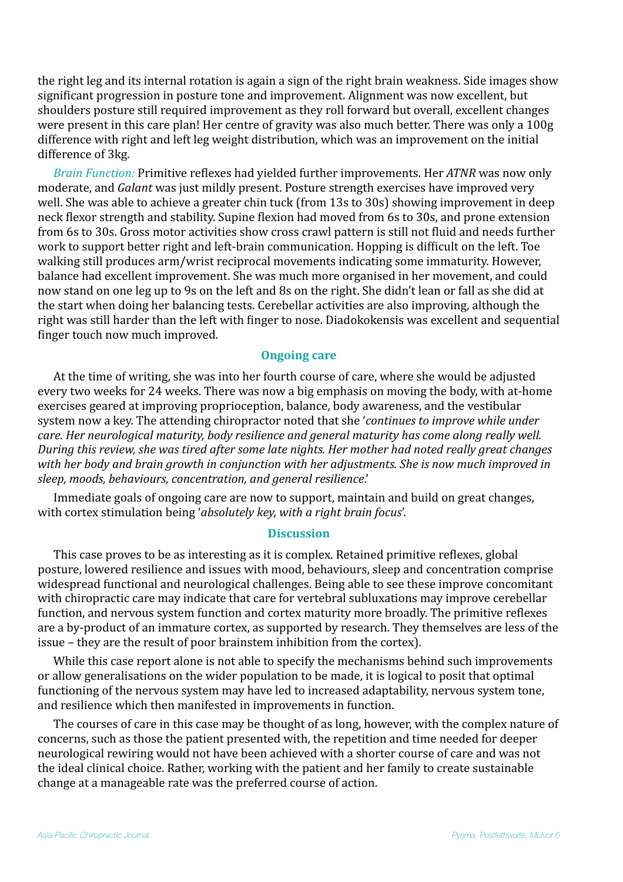the right leg and its internal rotation is again a sign of the right brain weakness. Side images show significant progression in posture tone and improvement. Alignment was now excellent, but shoulders posture still required improvement as they roll forward but overall, excellent changes were present in this care plan! Her centre of gravity was also much better. There was only a 100g difference with right and left leg weight distribution, which was an improvement on the initial difference of 3kg.

*Brain Function:* Primitive reflexes had yielded further improvements. Her *ATNR* was now only moderate, and *Galant* was just mildly present. Posture strength exercises have improved very well. She was able to achieve a greater chin tuck (from 13s to 30s) showing improvement in deep neck flexor strength and stability. Supine flexion had moved from 6s to 30s, and prone extension from 6s to 30s. Gross motor activities show cross crawl pattern is still not fluid and needs further work to support better right and left-brain communication. Hopping is difficult on the left. Toe walking still produces arm/wrist reciprocal movements indicating some immaturity. However, balance had excellent improvement. She was much more organised in her movement, and could now stand on one leg up to 9s on the left and 8s on the right. She didn't lean or fall as she did at the start when doing her balancing tests. Cerebellar activities are also improving, although the right was still harder than the left with finger to nose. Diadokokensis was excellent and sequential finger touch now much improved.

## Ongoing care

At the time of writing, she was into her fourth course of care, where she would be adjusted every two weeks for 24 weeks. There was now a big emphasis on moving the body, with at-home exercises geared at improving proprioception, balance, body awareness, and the vestibular system now a key. The attending chiropractor noted that she '*continues to improve while under care. Her neurological maturity, body resilience and general maturity has come along really well. During this review, she was tired after some late nights. Her mother had noted really great changes with her body and brain growth in conjunction with her adjustments. She is now much improved in sleep, moods, behaviours, concentration, and general resilience*.'

Immediate goals of ongoing care are now to support, maintain and build on great changes, with cortex stimulation being '*absolutely key, with a right brain focus*'.

## Discussion

This case proves to be as interesting as it is complex. Retained primitive reflexes, global posture, lowered resilience and issues with mood, behaviours, sleep and concentration comprise widespread functional and neurological challenges. Being able to see these improve concomitant with chiropractic care may indicate that care for vertebral subluxations may improve cerebellar function, and nervous system function and cortex maturity more broadly. The primitive reflexes are a by-product of an immature cortex, as supported by research. They themselves are less of the issue – they are the result of poor brainstem inhibition from the cortex).

While this case report alone is not able to specify the mechanisms behind such improvements or allow generalisations on the wider population to be made, it is logical to posit that optimal functioning of the nervous system may have led to increased adaptability, nervous system tone, and resilience which then manifested in improvements in function.

The courses of care in this case may be thought of as long, however, with the complex nature of concerns, such as those the patient presented with, the repetition and time needed for deeper neurological rewiring would not have been achieved with a shorter course of care and was not the ideal clinical choice. Rather, working with the patient and her family to create sustainable change at a manageable rate was the preferred course of action.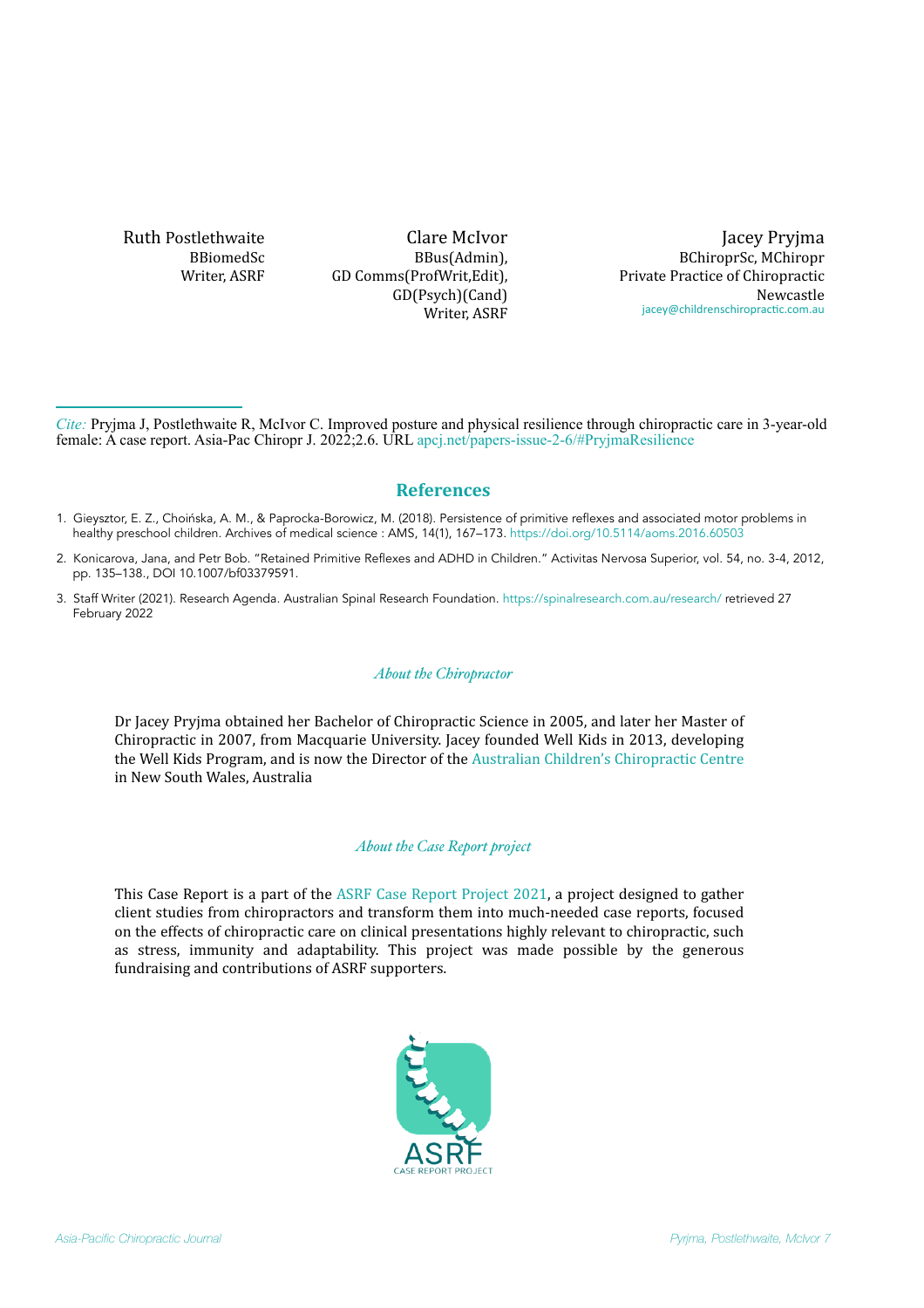Ruth Postlethwaite
BBiomedSc
Writer, ASRF

Clare McIvor
BBus(Admin),
GD Comms(ProfWrit,Edit),
GD(Psych)(Cand)
Writer, ASRF

Jacey Pryjma
BChiroprSc, MChiropr
Private Practice of Chiropractic
Newcastle
jacey@childrenschiropractic.com.au

*Cite:* Pryjma J, Postlethwaite R, McIvor C. Improved posture and physical resilience through chiropractic care in 3-year-old female: A case report. Asia-Pac Chiropr J. 2022;2.6. URL apcj.net/papers-issue-2-6/#PryjmaResilience

## References

1. Gieysztor, E. Z., Choińska, A. M., & Paprocka-Borowicz, M. (2018). Persistence of primitive reflexes and associated motor problems in healthy preschool children. Archives of medical science : AMS, 14(1), 167–173. https://doi.org/10.5114/aoms.2016.60503
2. Konicarova, Jana, and Petr Bob. "Retained Primitive Reflexes and ADHD in Children." Activitas Nervosa Superior, vol. 54, no. 3-4, 2012, pp. 135–138., DOI 10.1007/bf03379591.
3. Staff Writer (2021). Research Agenda. Australian Spinal Research Foundation. https://spinalresearch.com.au/research/ retrieved 27 February 2022

### *About the Chiropractor*

Dr Jacey Pryjma obtained her Bachelor of Chiropractic Science in 2005, and later her Master of Chiropractic in 2007, from Macquarie University. Jacey founded Well Kids in 2013, developing the Well Kids Program, and is now the Director of the Australian Children's Chiropractic Centre in New South Wales, Australia

### *About the Case Report project*

This Case Report is a part of the ASRF Case Report Project 2021, a project designed to gather client studies from chiropractors and transform them into much-needed case reports, focused on the effects of chiropractic care on clinical presentations highly relevant to chiropractic, such as stress, immunity and adaptability. This project was made possible by the generous fundraising and contributions of ASRF supporters.

ASRF
CASE REPORT PROJECT